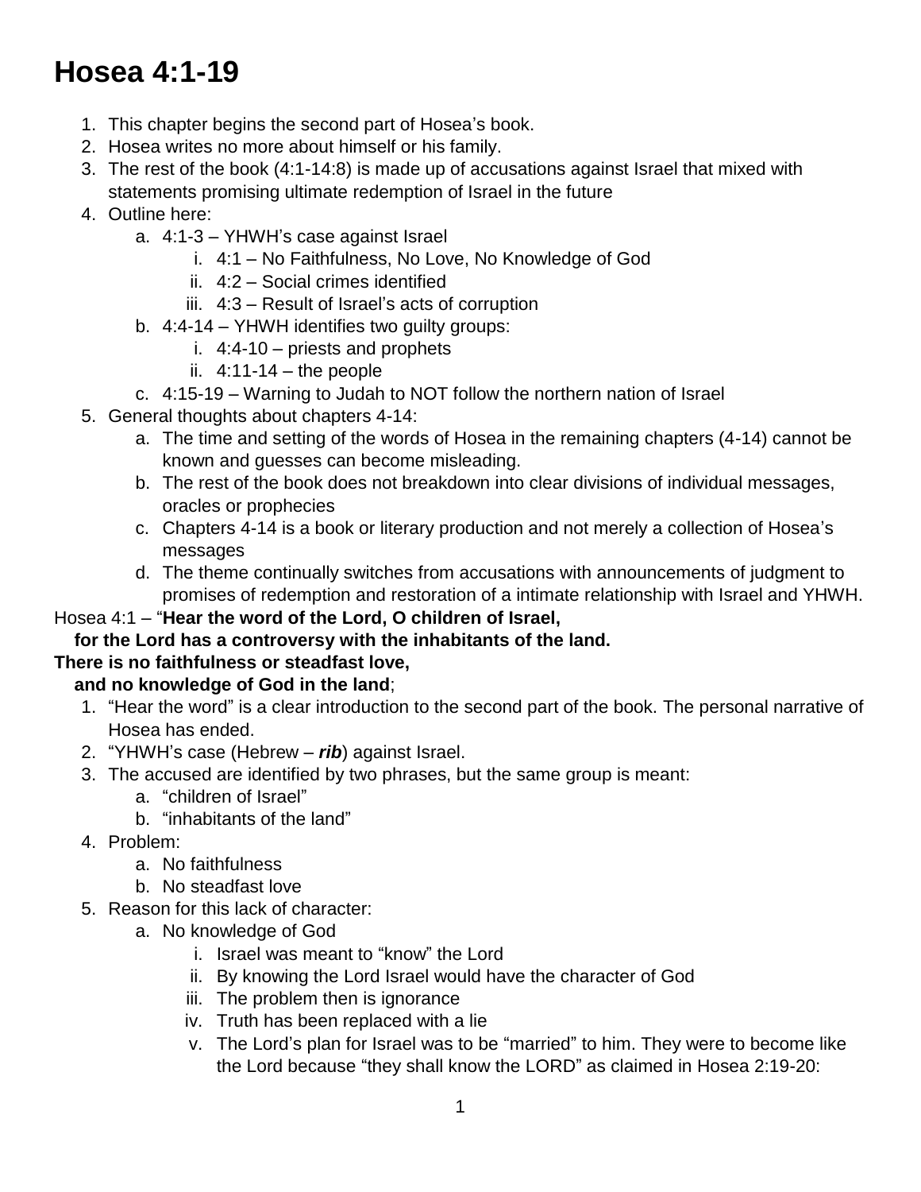# Hosea 4:1-19

1. This chapter begins the second part of Hosea's book.
2. Hosea writes no more about himself or his family.
3. The rest of the book (4:1-14:8) is made up of accusations against Israel that mixed with statements promising ultimate redemption of Israel in the future
4. Outline here:
   a. 4:1-3 – YHWH's case against Israel
      i. 4:1 – No Faithfulness, No Love, No Knowledge of God
      ii. 4:2 – Social crimes identified
      iii. 4:3 – Result of Israel's acts of corruption
   b. 4:4-14 – YHWH identifies two guilty groups:
      i. 4:4-10 – priests and prophets
      ii. 4:11-14 – the people
   c. 4:15-19 – Warning to Judah to NOT follow the northern nation of Israel
5. General thoughts about chapters 4-14:
   a. The time and setting of the words of Hosea in the remaining chapters (4-14) cannot be known and guesses can become misleading.
   b. The rest of the book does not breakdown into clear divisions of individual messages, oracles or prophecies
   c. Chapters 4-14 is a book or literary production and not merely a collection of Hosea's messages
   d. The theme continually switches from accusations with announcements of judgment to promises of redemption and restoration of a intimate relationship with Israel and YHWH.

Hosea 4:1 – "**Hear the word of the Lord, O children of Israel,**
**for the Lord has a controversy with the inhabitants of the land.**
**There is no faithfulness or steadfast love,**
**and no knowledge of God in the land**;

1. "Hear the word" is a clear introduction to the second part of the book. The personal narrative of Hosea has ended.
2. "YHWH's case (Hebrew – ***rib***) against Israel.
3. The accused are identified by two phrases, but the same group is meant:
   a. "children of Israel"
   b. "inhabitants of the land"
4. Problem:
   a. No faithfulness
   b. No steadfast love
5. Reason for this lack of character:
   a. No knowledge of God
      i. Israel was meant to "know" the Lord
      ii. By knowing the Lord Israel would have the character of God
      iii. The problem then is ignorance
      iv. Truth has been replaced with a lie
      v. The Lord's plan for Israel was to be "married" to him. They were to become like the Lord because "they shall know the LORD" as claimed in Hosea 2:19-20: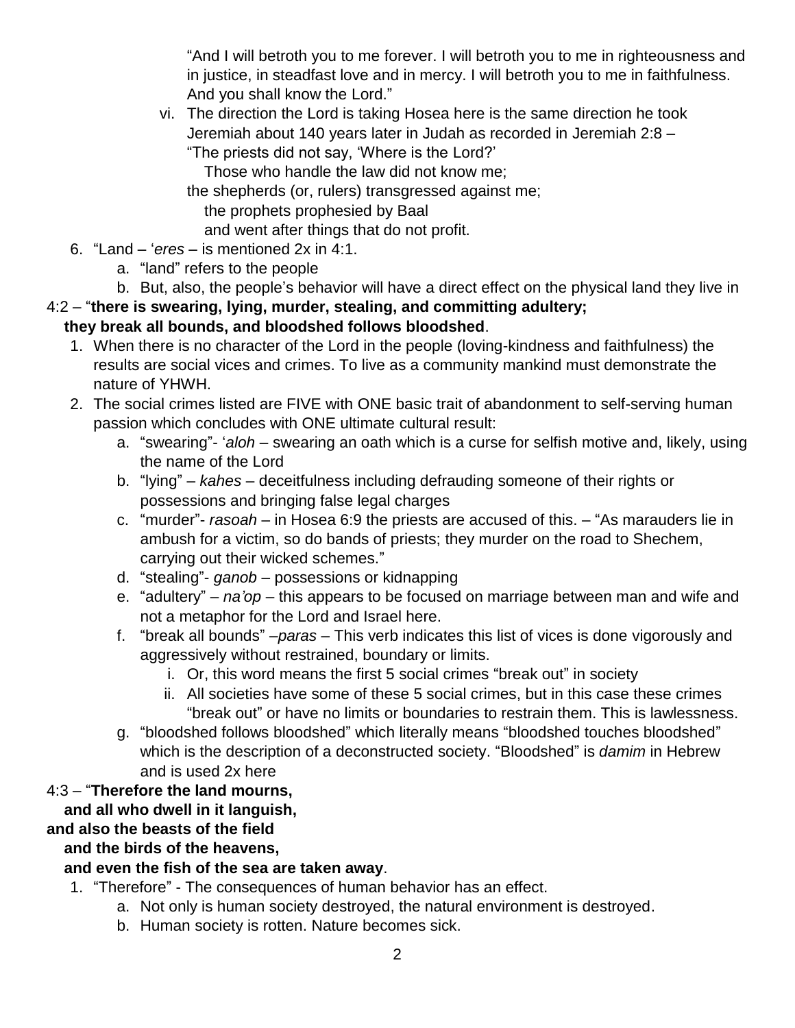"And I will betroth you to me forever. I will betroth you to me in righteousness and in justice, in steadfast love and in mercy. I will betroth you to me in faithfulness. And you shall know the Lord."

vi. The direction the Lord is taking Hosea here is the same direction he took Jeremiah about 140 years later in Judah as recorded in Jeremiah 2:8 –
"The priests did not say, 'Where is the Lord?'
   Those who handle the law did not know me;
the shepherds (or, rulers) transgressed against me;
   the prophets prophesied by Baal
   and went after things that do not profit.

6. "Land – '*eres* – is mentioned 2x in 4:1.
   a. "land" refers to the people
   b. But, also, the people's behavior will have a direct effect on the physical land they live in

4:2 – "**there is swearing, lying, murder, stealing, and committing adultery;
they break all bounds, and bloodshed follows bloodshed**.

1. When there is no character of the Lord in the people (loving-kindness and faithfulness) the results are social vices and crimes. To live as a community mankind must demonstrate the nature of YHWH.
2. The social crimes listed are FIVE with ONE basic trait of abandonment to self-serving human passion which concludes with ONE ultimate cultural result:
   a. "swearing"- '*aloh* – swearing an oath which is a curse for selfish motive and, likely, using the name of the Lord
   b. "lying" – *kahes* – deceitfulness including defrauding someone of their rights or possessions and bringing false legal charges
   c. "murder"- *rasoah* – in Hosea 6:9 the priests are accused of this. – "As marauders lie in ambush for a victim, so do bands of priests; they murder on the road to Shechem, carrying out their wicked schemes."
   d. "stealing"- *ganob* – possessions or kidnapping
   e. "adultery" – *na'op* – this appears to be focused on marriage between man and wife and not a metaphor for the Lord and Israel here.
   f. "break all bounds" –*paras* – This verb indicates this list of vices is done vigorously and aggressively without restrained, boundary or limits.
      i. Or, this word means the first 5 social crimes "break out" in society
      ii. All societies have some of these 5 social crimes, but in this case these crimes "break out" or have no limits or boundaries to restrain them. This is lawlessness.
   g. "bloodshed follows bloodshed" which literally means "bloodshed touches bloodshed" which is the description of a deconstructed society. "Bloodshed" is *damim* in Hebrew and is used 2x here

4:3 – "**Therefore the land mourns,
   and all who dwell in it languish,
and also the beasts of the field
   and the birds of the heavens,
   and even the fish of the sea are taken away**.

1. "Therefore" - The consequences of human behavior has an effect.
   a. Not only is human society destroyed, the natural environment is destroyed.
   b. Human society is rotten. Nature becomes sick.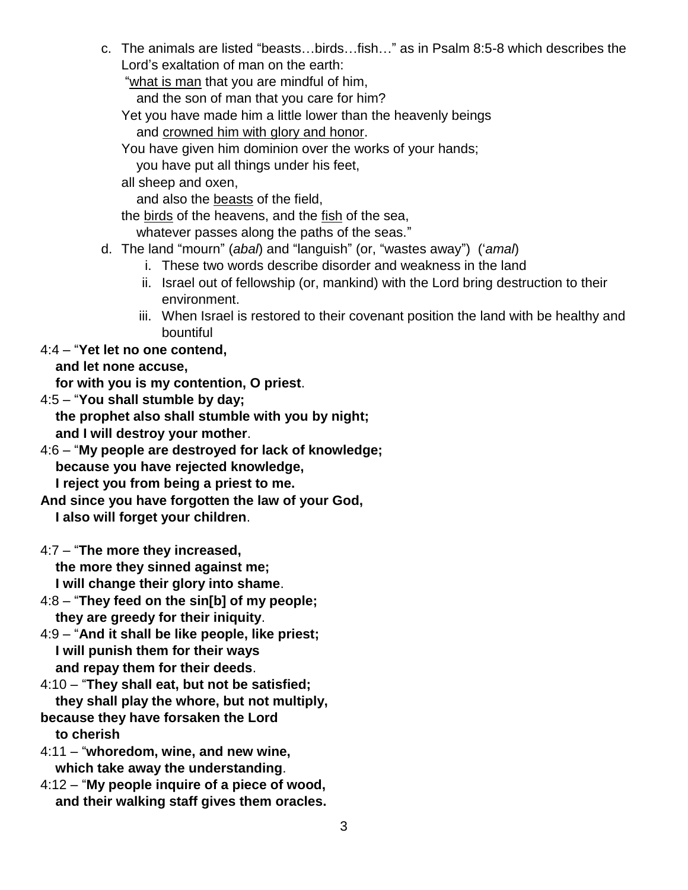c. The animals are listed "beasts…birds…fish…" as in Psalm 8:5-8 which describes the Lord's exaltation of man on the earth:

   "<u>what is man</u> that you are mindful of him,
   and the son of man that you care for him?
   Yet you have made him a little lower than the heavenly beings
   and <u>crowned him with glory and honor</u>.
   You have given him dominion over the works of your hands;
   you have put all things under his feet,
   all sheep and oxen,
   and also the <u>beasts</u> of the field,
   the <u>birds</u> of the heavens, and the <u>fish</u> of the sea,
   whatever passes along the paths of the seas."

d. The land "mourn" (*abal*) and "languish" (or, "wastes away") ('*amal*)
   i. These two words describe disorder and weakness in the land
   ii. Israel out of fellowship (or, mankind) with the Lord bring destruction to their environment.
   iii. When Israel is restored to their covenant position the land with be healthy and bountiful

4:4 – "**Yet let no one contend,**
**and let none accuse,**
**for with you is my contention, O priest**.

4:5 – "**You shall stumble by day;**
**the prophet also shall stumble with you by night;**
**and I will destroy your mother**.

4:6 – "**My people are destroyed for lack of knowledge;**
**because you have rejected knowledge,**
**I reject you from being a priest to me.**
**And since you have forgotten the law of your God,**
**I also will forget your children**.

4:7 – "**The more they increased,**
**the more they sinned against me;**
**I will change their glory into shame**.

4:8 – "**They feed on the sin[b] of my people;**
**they are greedy for their iniquity**.

4:9 – "**And it shall be like people, like priest;**
**I will punish them for their ways**
**and repay them for their deeds**.

4:10 – "**They shall eat, but not be satisfied;**
**they shall play the whore, but not multiply,**
**because they have forsaken the Lord**
**to cherish**

4:11 – "**whoredom, wine, and new wine,**
**which take away the understanding**.

4:12 – "**My people inquire of a piece of wood,**
**and their walking staff gives them oracles.**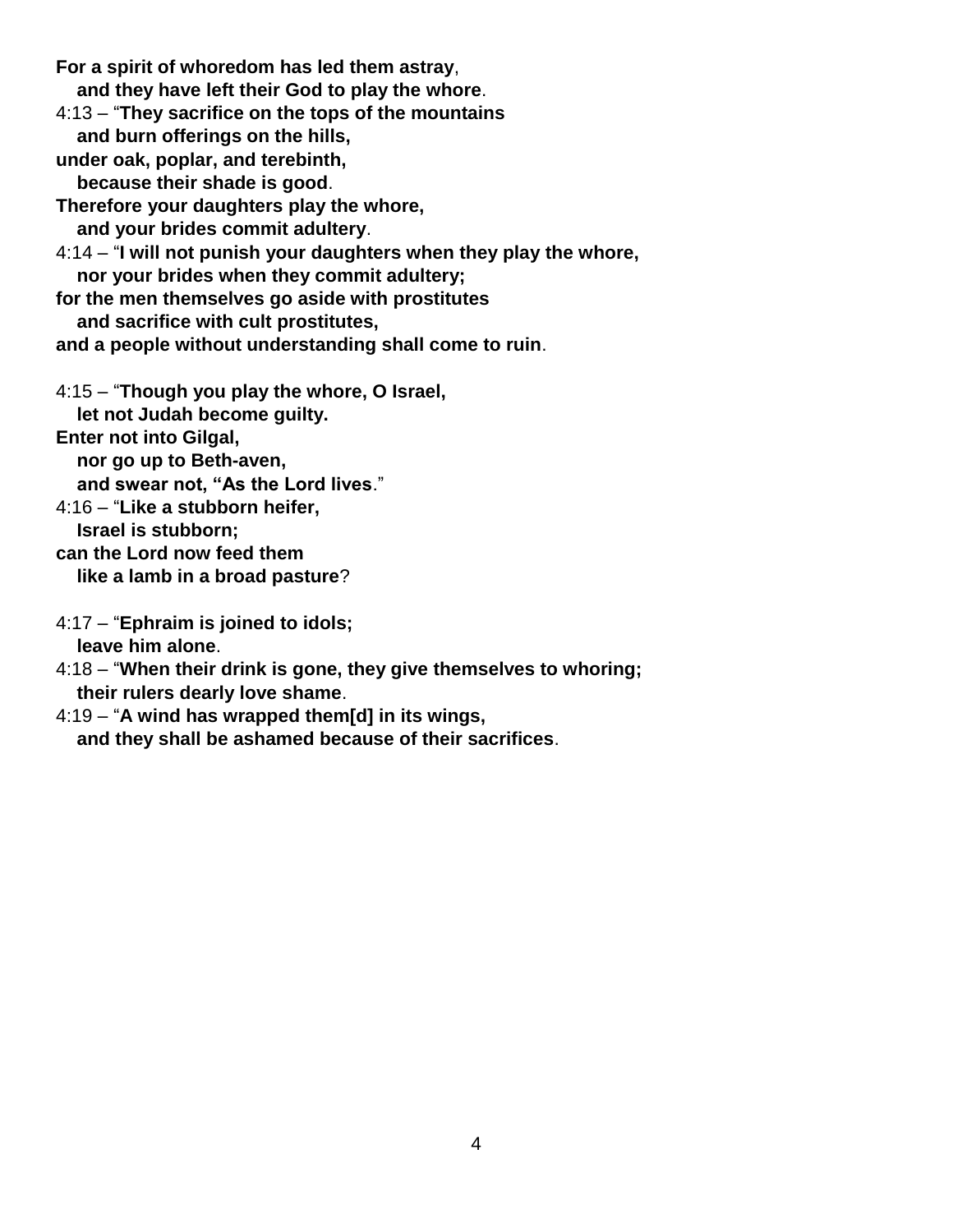**For a spirit of whoredom has led them astray**,
    **and they have left their God to play the whore**.
4:13 – "**They sacrifice on the tops of the mountains**
    **and burn offerings on the hills,**
**under oak, poplar, and terebinth,**
    **because their shade is good**.
**Therefore your daughters play the whore,**
    **and your brides commit adultery**.
4:14 – "**I will not punish your daughters when they play the whore,**
    **nor your brides when they commit adultery;**
**for the men themselves go aside with prostitutes**
    **and sacrifice with cult prostitutes,**
**and a people without understanding shall come to ruin**.

4:15 – "**Though you play the whore, O Israel,**
    **let not Judah become guilty.**
**Enter not into Gilgal,**
    **nor go up to Beth-aven,**
    **and swear not, "As the Lord lives**."
4:16 – "**Like a stubborn heifer,**
    **Israel is stubborn;**
**can the Lord now feed them**
    **like a lamb in a broad pasture**?

4:17 – "**Ephraim is joined to idols;**
    **leave him alone**.
4:18 – "**When their drink is gone, they give themselves to whoring;**
    **their rulers dearly love shame**.
4:19 – "**A wind has wrapped them[d] in its wings,**
    **and they shall be ashamed because of their sacrifices**.